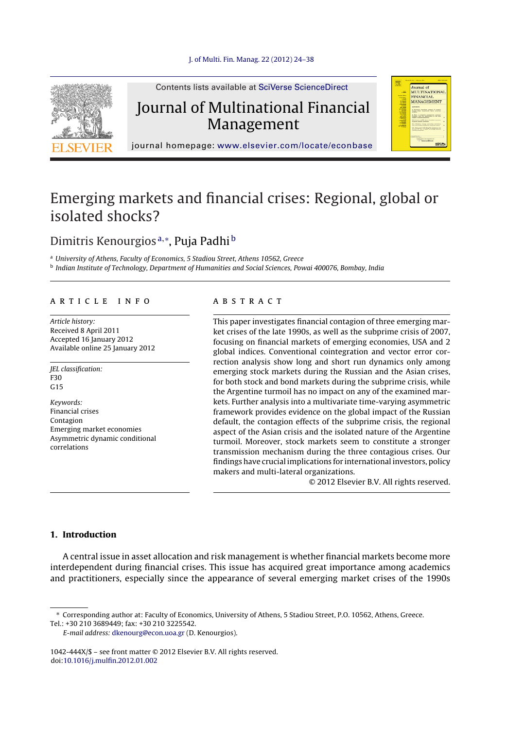Contents lists available at SciVerse ScienceDirect

# Journal of Multinational Financial Management

journal homepage: www.elsevier.com/locate/econbase

# Emerging markets and financial crises: Regional, global or isolated shocks?

Dimitris Kenourgios [a,*], Puja Padhi [b]

[a] *University of Athens, Faculty of Economics, 5 Stadiou Street, Athens 10562, Greece*
[b] *Indian Institute of Technology, Department of Humanities and Social Sciences, Powai 400076, Bombay, India*

## ARTICLE INFO

*Article history:*
Received 8 April 2011
Accepted 16 January 2012
Available online 25 January 2012

*JEL classification:*
F30
G15

*Keywords:*
Financial crises
Contagion
Emerging market economies
Asymmetric dynamic conditional correlations

## ABSTRACT

This paper investigates financial contagion of three emerging market crises of the late 1990s, as well as the subprime crisis of 2007, focusing on financial markets of emerging economies, USA and 2 global indices. Conventional cointegration and vector error correction analysis show long and short run dynamics only among emerging stock markets during the Russian and the Asian crises, for both stock and bond markets during the subprime crisis, while the Argentine turmoil has no impact on any of the examined markets. Further analysis into a multivariate time-varying asymmetric framework provides evidence on the global impact of the Russian default, the contagion effects of the subprime crisis, the regional aspect of the Asian crisis and the isolated nature of the Argentine turmoil. Moreover, stock markets seem to constitute a stronger transmission mechanism during the three contagious crises. Our findings have crucial implications for international investors, policy makers and multi-lateral organizations.

© 2012 Elsevier B.V. All rights reserved.

## 1. Introduction

A central issue in asset allocation and risk management is whether financial markets become more interdependent during financial crises. This issue has acquired great importance among academics and practitioners, especially since the appearance of several emerging market crises of the 1990s

\* Corresponding author at: Faculty of Economics, University of Athens, 5 Stadiou Street, P.O. 10562, Athens, Greece. Tel.: +30 210 3689449; fax: +30 210 3225542.
*E-mail address:* dkenourg@econ.uoa.gr (D. Kenourgios).

1042-444X/$ – see front matter © 2012 Elsevier B.V. All rights reserved.
doi:10.1016/j.mulfin.2012.01.002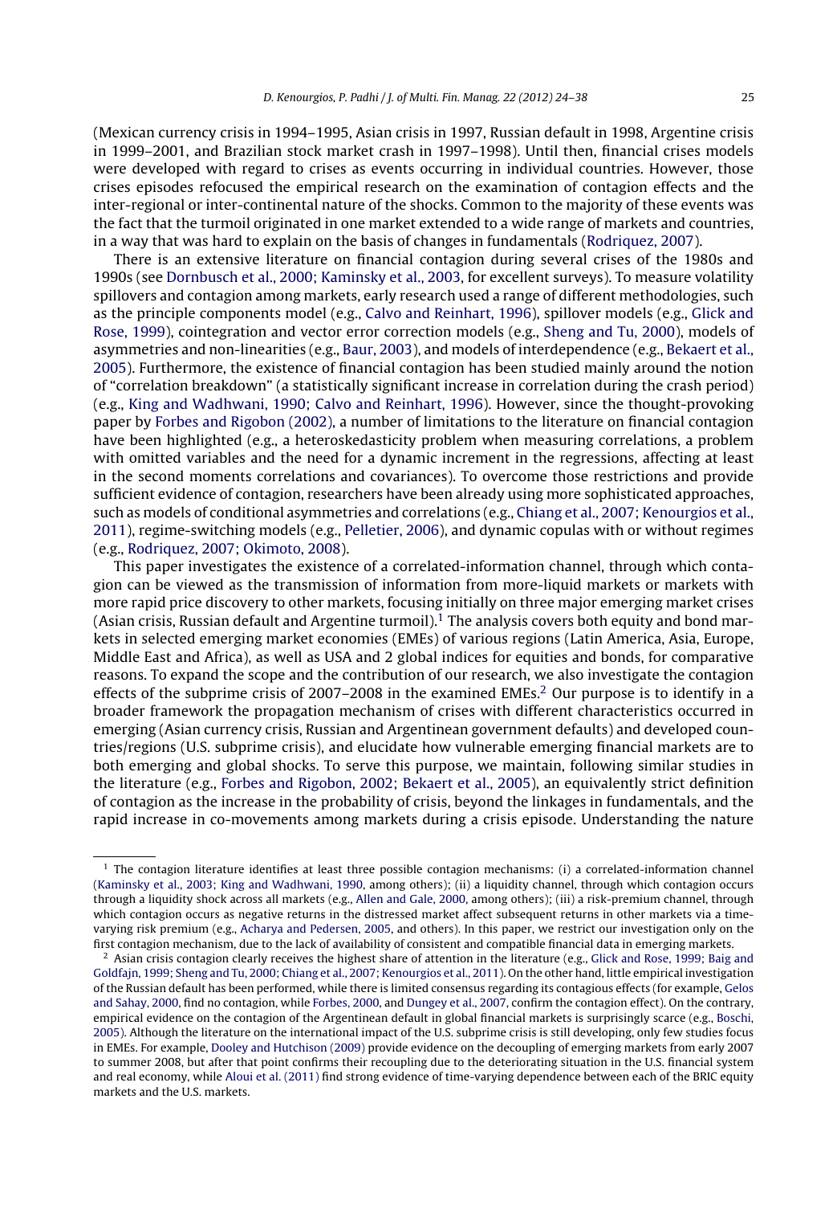(Mexican currency crisis in 1994–1995, Asian crisis in 1997, Russian default in 1998, Argentine crisis in 1999–2001, and Brazilian stock market crash in 1997–1998). Until then, financial crises models were developed with regard to crises as events occurring in individual countries. However, those crises episodes refocused the empirical research on the examination of contagion effects and the inter-regional or inter-continental nature of the shocks. Common to the majority of these events was the fact that the turmoil originated in one market extended to a wide range of markets and countries, in a way that was hard to explain on the basis of changes in fundamentals (Rodriquez, 2007).

There is an extensive literature on financial contagion during several crises of the 1980s and 1990s (see Dornbusch et al., 2000; Kaminsky et al., 2003, for excellent surveys). To measure volatility spillovers and contagion among markets, early research used a range of different methodologies, such as the principle components model (e.g., Calvo and Reinhart, 1996), spillover models (e.g., Glick and Rose, 1999), cointegration and vector error correction models (e.g., Sheng and Tu, 2000), models of asymmetries and non-linearities (e.g., Baur, 2003), and models of interdependence (e.g., Bekaert et al., 2005). Furthermore, the existence of financial contagion has been studied mainly around the notion of "correlation breakdown" (a statistically significant increase in correlation during the crash period) (e.g., King and Wadhwani, 1990; Calvo and Reinhart, 1996). However, since the thought-provoking paper by Forbes and Rigobon (2002), a number of limitations to the literature on financial contagion have been highlighted (e.g., a heteroskedasticity problem when measuring correlations, a problem with omitted variables and the need for a dynamic increment in the regressions, affecting at least in the second moments correlations and covariances). To overcome those restrictions and provide sufficient evidence of contagion, researchers have been already using more sophisticated approaches, such as models of conditional asymmetries and correlations (e.g., Chiang et al., 2007; Kenourgios et al., 2011), regime-switching models (e.g., Pelletier, 2006), and dynamic copulas with or without regimes (e.g., Rodriquez, 2007; Okimoto, 2008).

This paper investigates the existence of a correlated-information channel, through which contagion can be viewed as the transmission of information from more-liquid markets or markets with more rapid price discovery to other markets, focusing initially on three major emerging market crises (Asian crisis, Russian default and Argentine turmoil).[1] The analysis covers both equity and bond markets in selected emerging market economies (EMEs) of various regions (Latin America, Asia, Europe, Middle East and Africa), as well as USA and 2 global indices for equities and bonds, for comparative reasons. To expand the scope and the contribution of our research, we also investigate the contagion effects of the subprime crisis of 2007–2008 in the examined EMEs.[2] Our purpose is to identify in a broader framework the propagation mechanism of crises with different characteristics occurred in emerging (Asian currency crisis, Russian and Argentinean government defaults) and developed countries/regions (U.S. subprime crisis), and elucidate how vulnerable emerging financial markets are to both emerging and global shocks. To serve this purpose, we maintain, following similar studies in the literature (e.g., Forbes and Rigobon, 2002; Bekaert et al., 2005), an equivalently strict definition of contagion as the increase in the probability of crisis, beyond the linkages in fundamentals, and the rapid increase in co-movements among markets during a crisis episode. Understanding the nature

---

[1] The contagion literature identifies at least three possible contagion mechanisms: (i) a correlated-information channel (Kaminsky et al., 2003; King and Wadhwani, 1990, among others); (ii) a liquidity channel, through which contagion occurs through a liquidity shock across all markets (e.g., Allen and Gale, 2000, among others); (iii) a risk-premium channel, through which contagion occurs as negative returns in the distressed market affect subsequent returns in other markets via a time-varying risk premium (e.g., Acharya and Pedersen, 2005, and others). In this paper, we restrict our investigation only on the first contagion mechanism, due to the lack of availability of consistent and compatible financial data in emerging markets.

[2] Asian crisis contagion clearly receives the highest share of attention in the literature (e.g., Glick and Rose, 1999; Baig and Goldfajn, 1999; Sheng and Tu, 2000; Chiang et al., 2007; Kenourgios et al., 2011). On the other hand, little empirical investigation of the Russian default has been performed, while there is limited consensus regarding its contagious effects (for example, Gelos and Sahay, 2000, find no contagion, while Forbes, 2000, and Dungey et al., 2007, confirm the contagion effect). On the contrary, empirical evidence on the contagion of the Argentinean default in global financial markets is surprisingly scarce (e.g., Boschi, 2005). Although the literature on the international impact of the U.S. subprime crisis is still developing, only few studies focus in EMEs. For example, Dooley and Hutchison (2009) provide evidence on the decoupling of emerging markets from early 2007 to summer 2008, but after that point confirms their recoupling due to the deteriorating situation in the U.S. financial system and real economy, while Aloui et al. (2011) find strong evidence of time-varying dependence between each of the BRIC equity markets and the U.S. markets.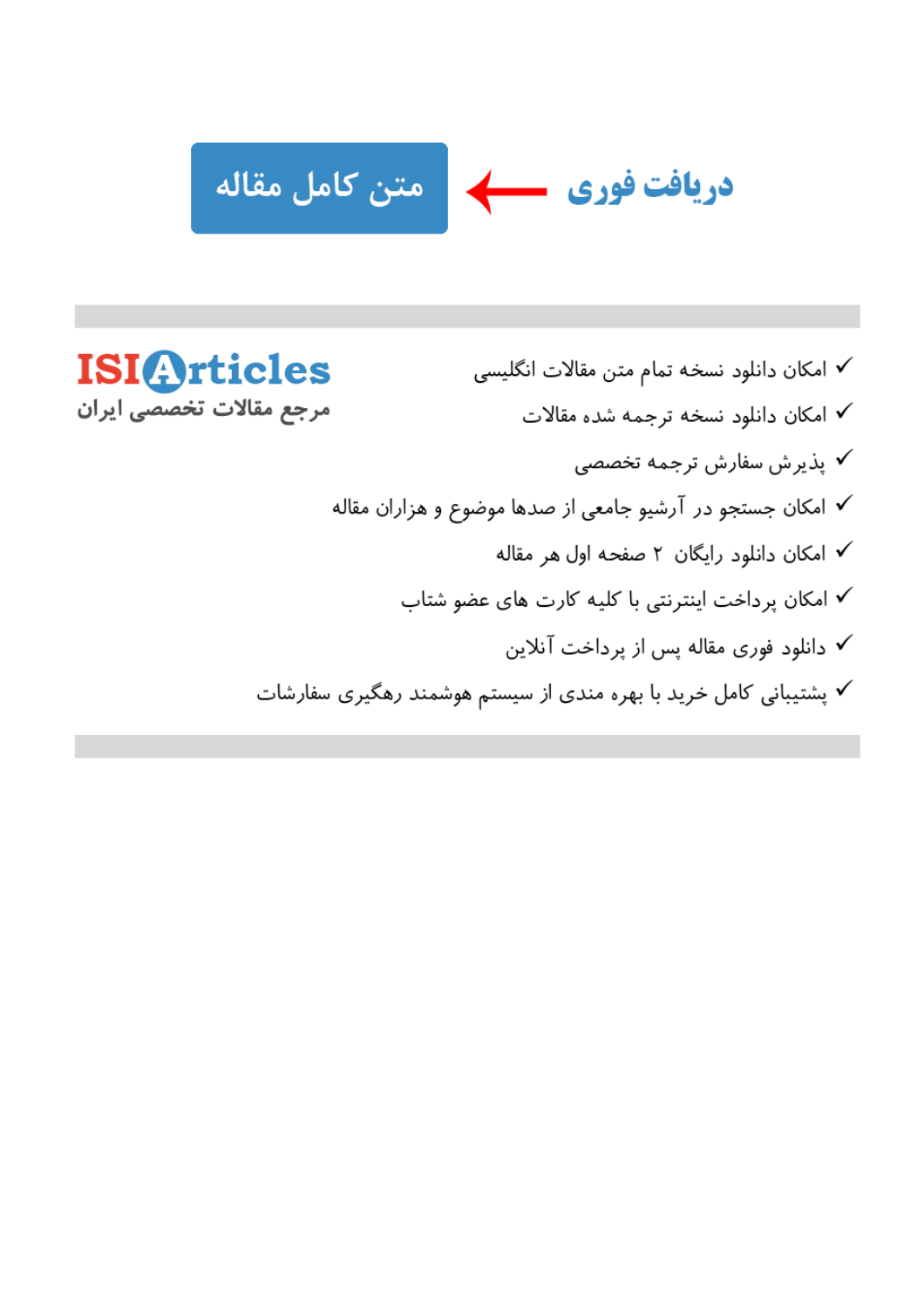دریافت فوری ← متن کامل مقاله

**ISIArticles**
مرجع مقالات تخصصی ایران

- ✓ امکان دانلود نسخه تمام متن مقالات انگلیسی
- ✓ امکان دانلود نسخه ترجمه شده مقالات
- ✓ پذیرش سفارش ترجمه تخصصی
- ✓ امکان جستجو در آرشیو جامعی از صدها موضوع و هزاران مقاله
- ✓ امکان دانلود رایگان ۲ صفحه اول هر مقاله
- ✓ امکان پرداخت اینترنتی با کلیه کارت های عضو شتاب
- ✓ دانلود فوری مقاله پس از پرداخت آنلاین
- ✓ پشتیبانی کامل خرید با بهره مندی از سیستم هوشمند رهگیری سفارشات